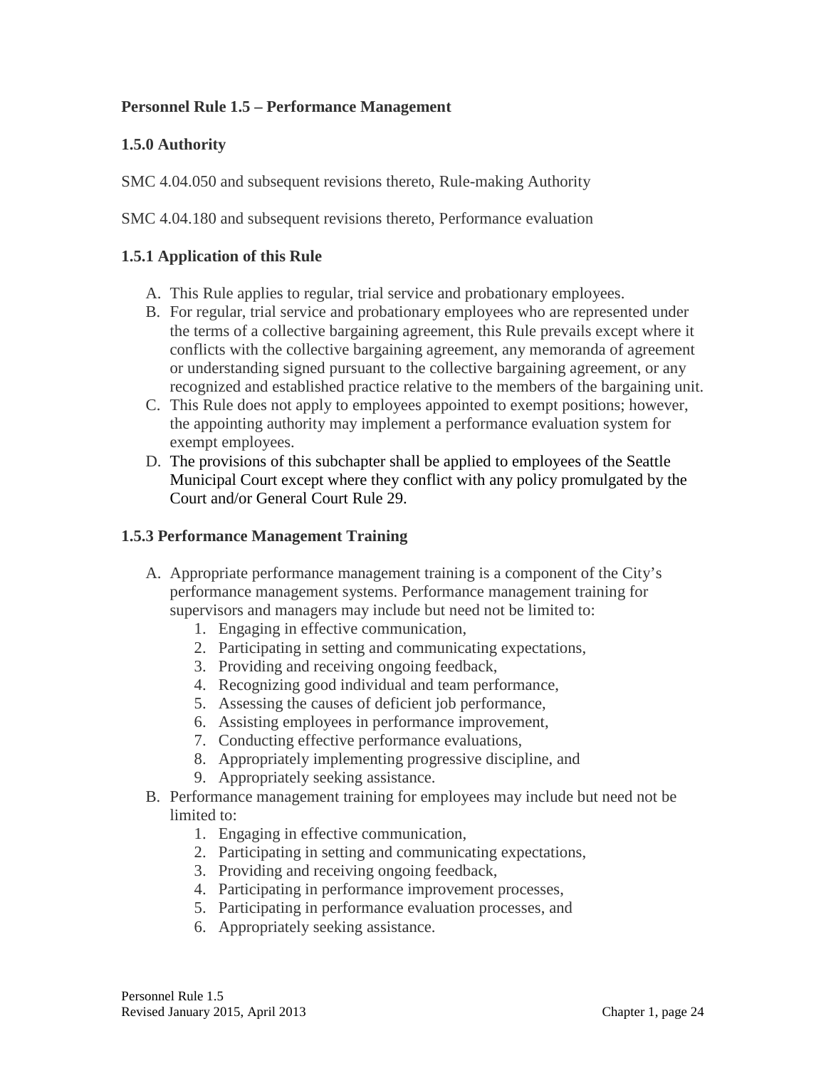## Personnel Rule 1.5 – Performance Management

### 1.5.0 Authority

SMC 4.04.050 and subsequent revisions thereto, Rule-making Authority

SMC 4.04.180 and subsequent revisions thereto, Performance evaluation

### 1.5.1 Application of this Rule

A. This Rule applies to regular, trial service and probationary employees.
B. For regular, trial service and probationary employees who are represented under the terms of a collective bargaining agreement, this Rule prevails except where it conflicts with the collective bargaining agreement, any memoranda of agreement or understanding signed pursuant to the collective bargaining agreement, or any recognized and established practice relative to the members of the bargaining unit.
C. This Rule does not apply to employees appointed to exempt positions; however, the appointing authority may implement a performance evaluation system for exempt employees.
D. The provisions of this subchapter shall be applied to employees of the Seattle Municipal Court except where they conflict with any policy promulgated by the Court and/or General Court Rule 29.

### 1.5.3 Performance Management Training

A. Appropriate performance management training is a component of the City's performance management systems. Performance management training for supervisors and managers may include but need not be limited to:
   1. Engaging in effective communication,
   2. Participating in setting and communicating expectations,
   3. Providing and receiving ongoing feedback,
   4. Recognizing good individual and team performance,
   5. Assessing the causes of deficient job performance,
   6. Assisting employees in performance improvement,
   7. Conducting effective performance evaluations,
   8. Appropriately implementing progressive discipline, and
   9. Appropriately seeking assistance.
B. Performance management training for employees may include but need not be limited to:
   1. Engaging in effective communication,
   2. Participating in setting and communicating expectations,
   3. Providing and receiving ongoing feedback,
   4. Participating in performance improvement processes,
   5. Participating in performance evaluation processes, and
   6. Appropriately seeking assistance.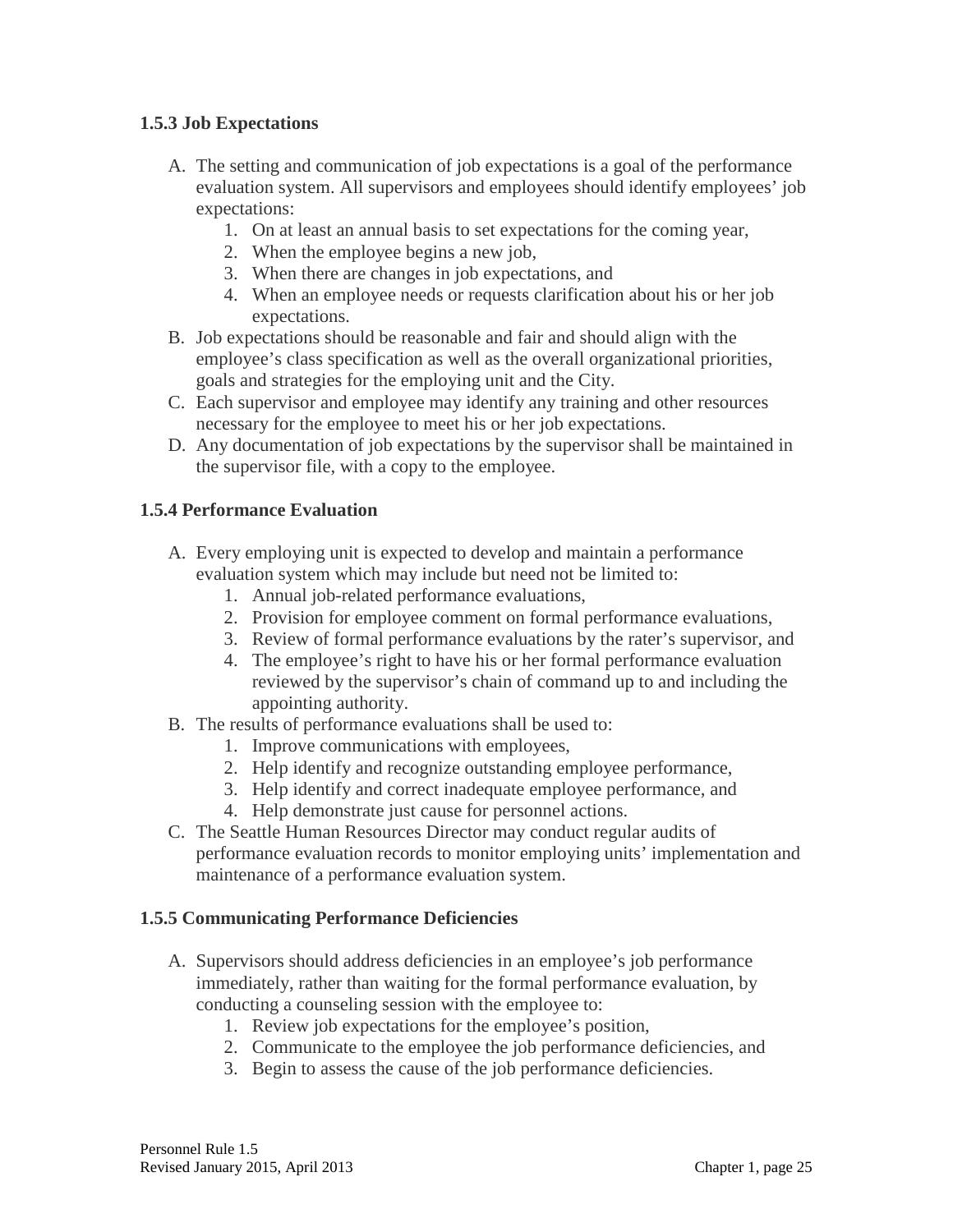### 1.5.3 Job Expectations

A. The setting and communication of job expectations is a goal of the performance evaluation system. All supervisors and employees should identify employees' job expectations:
   1. On at least an annual basis to set expectations for the coming year,
   2. When the employee begins a new job,
   3. When there are changes in job expectations, and
   4. When an employee needs or requests clarification about his or her job expectations.
B. Job expectations should be reasonable and fair and should align with the employee's class specification as well as the overall organizational priorities, goals and strategies for the employing unit and the City.
C. Each supervisor and employee may identify any training and other resources necessary for the employee to meet his or her job expectations.
D. Any documentation of job expectations by the supervisor shall be maintained in the supervisor file, with a copy to the employee.

### 1.5.4 Performance Evaluation

A. Every employing unit is expected to develop and maintain a performance evaluation system which may include but need not be limited to:
   1. Annual job-related performance evaluations,
   2. Provision for employee comment on formal performance evaluations,
   3. Review of formal performance evaluations by the rater's supervisor, and
   4. The employee's right to have his or her formal performance evaluation reviewed by the supervisor's chain of command up to and including the appointing authority.
B. The results of performance evaluations shall be used to:
   1. Improve communications with employees,
   2. Help identify and recognize outstanding employee performance,
   3. Help identify and correct inadequate employee performance, and
   4. Help demonstrate just cause for personnel actions.
C. The Seattle Human Resources Director may conduct regular audits of performance evaluation records to monitor employing units' implementation and maintenance of a performance evaluation system.

### 1.5.5 Communicating Performance Deficiencies

A. Supervisors should address deficiencies in an employee's job performance immediately, rather than waiting for the formal performance evaluation, by conducting a counseling session with the employee to:
   1. Review job expectations for the employee's position,
   2. Communicate to the employee the job performance deficiencies, and
   3. Begin to assess the cause of the job performance deficiencies.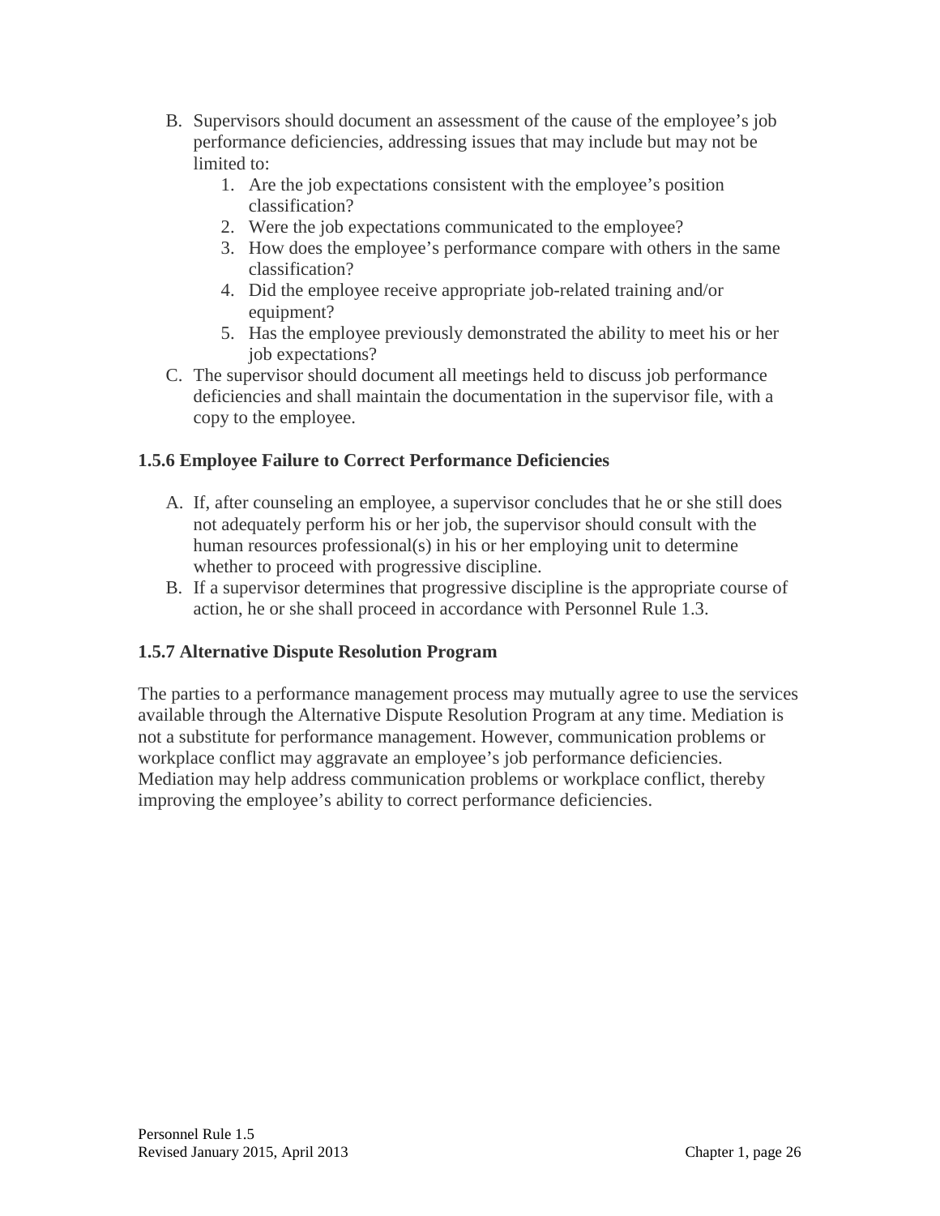B. Supervisors should document an assessment of the cause of the employee's job performance deficiencies, addressing issues that may include but may not be limited to:
   1. Are the job expectations consistent with the employee's position classification?
   2. Were the job expectations communicated to the employee?
   3. How does the employee's performance compare with others in the same classification?
   4. Did the employee receive appropriate job-related training and/or equipment?
   5. Has the employee previously demonstrated the ability to meet his or her job expectations?

C. The supervisor should document all meetings held to discuss job performance deficiencies and shall maintain the documentation in the supervisor file, with a copy to the employee.

### 1.5.6 Employee Failure to Correct Performance Deficiencies

A. If, after counseling an employee, a supervisor concludes that he or she still does not adequately perform his or her job, the supervisor should consult with the human resources professional(s) in his or her employing unit to determine whether to proceed with progressive discipline.

B. If a supervisor determines that progressive discipline is the appropriate course of action, he or she shall proceed in accordance with Personnel Rule 1.3.

### 1.5.7 Alternative Dispute Resolution Program

The parties to a performance management process may mutually agree to use the services available through the Alternative Dispute Resolution Program at any time. Mediation is not a substitute for performance management. However, communication problems or workplace conflict may aggravate an employee's job performance deficiencies. Mediation may help address communication problems or workplace conflict, thereby improving the employee's ability to correct performance deficiencies.